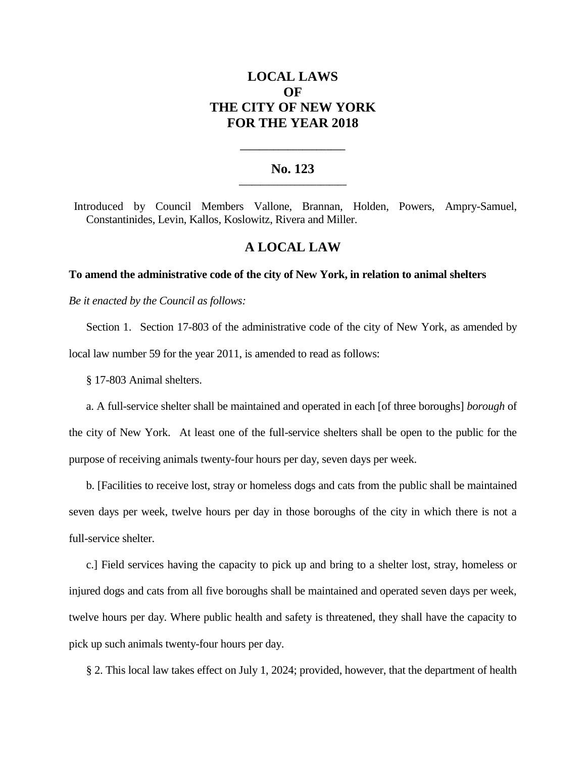# LOCAL LAWS
# OF
# THE CITY OF NEW YORK
# FOR THE YEAR 2018

---

## No. 123

---

Introduced by Council Members Vallone, Brannan, Holden, Powers, Ampry-Samuel, Constantinides, Levin, Kallos, Koslowitz, Rivera and Miller.

## A LOCAL LAW

**To amend the administrative code of the city of New York, in relation to animal shelters**

*Be it enacted by the Council as follows:*

Section 1. Section 17-803 of the administrative code of the city of New York, as amended by local law number 59 for the year 2011, is amended to read as follows:

§ 17-803 Animal shelters.

a. A full-service shelter shall be maintained and operated in each [of three boroughs] *borough* of the city of New York. At least one of the full-service shelters shall be open to the public for the purpose of receiving animals twenty-four hours per day, seven days per week.

b. [Facilities to receive lost, stray or homeless dogs and cats from the public shall be maintained seven days per week, twelve hours per day in those boroughs of the city in which there is not a full-service shelter.

c.] Field services having the capacity to pick up and bring to a shelter lost, stray, homeless or injured dogs and cats from all five boroughs shall be maintained and operated seven days per week, twelve hours per day. Where public health and safety is threatened, they shall have the capacity to pick up such animals twenty-four hours per day.

§ 2. This local law takes effect on July 1, 2024; provided, however, that the department of health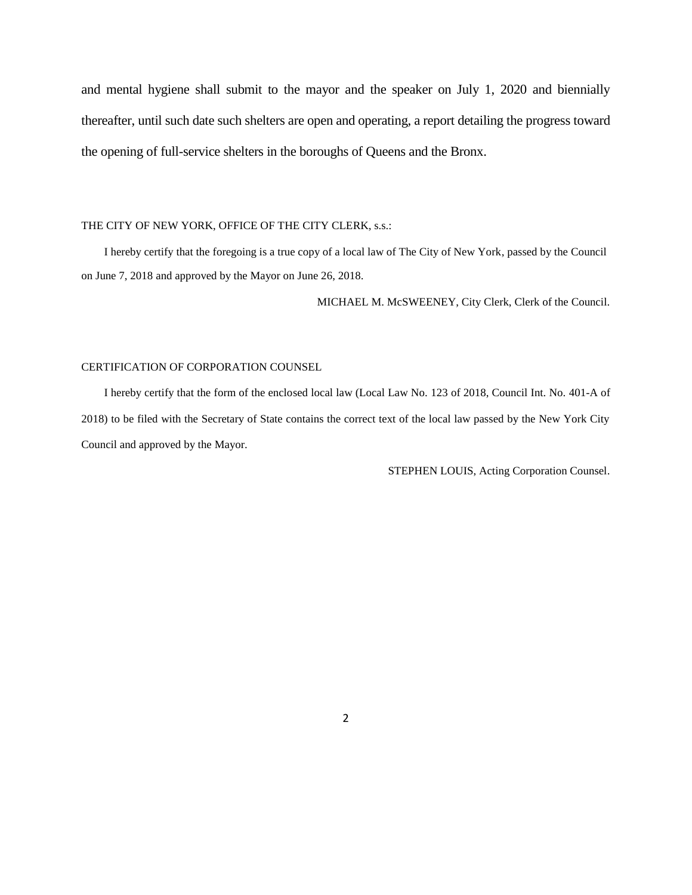and mental hygiene shall submit to the mayor and the speaker on July 1, 2020 and biennially thereafter, until such date such shelters are open and operating, a report detailing the progress toward the opening of full-service shelters in the boroughs of Queens and the Bronx.

THE CITY OF NEW YORK, OFFICE OF THE CITY CLERK, s.s.:

I hereby certify that the foregoing is a true copy of a local law of The City of New York, passed by the Council on June 7, 2018 and approved by the Mayor on June 26, 2018.

MICHAEL M. McSWEENEY, City Clerk, Clerk of the Council.

CERTIFICATION OF CORPORATION COUNSEL

I hereby certify that the form of the enclosed local law (Local Law No. 123 of 2018, Council Int. No. 401-A of 2018) to be filed with the Secretary of State contains the correct text of the local law passed by the New York City Council and approved by the Mayor.

STEPHEN LOUIS, Acting Corporation Counsel.